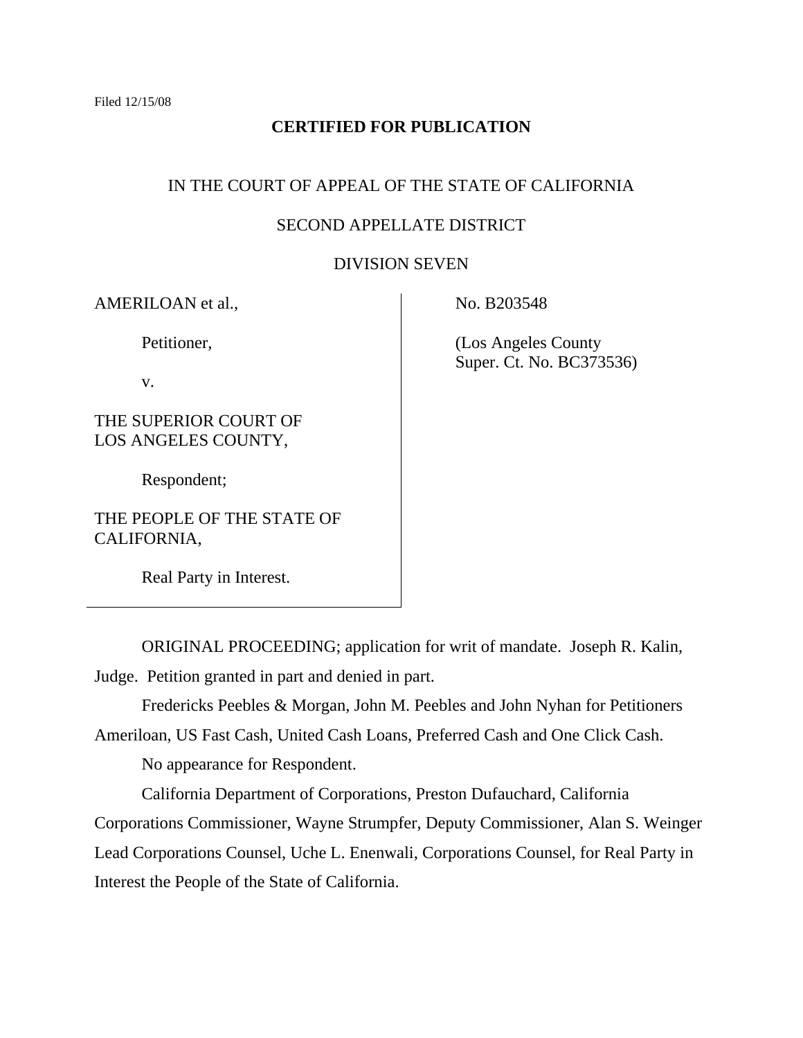Filed 12/15/08

**CERTIFIED FOR PUBLICATION**

IN THE COURT OF APPEAL OF THE STATE OF CALIFORNIA

SECOND APPELLATE DISTRICT

DIVISION SEVEN

| | |
|---|---|
| AMERILOAN et al.,<br><br>Petitioner,<br><br>v.<br><br>THE SUPERIOR COURT OF LOS ANGELES COUNTY,<br><br>Respondent;<br><br>THE PEOPLE OF THE STATE OF CALIFORNIA,<br><br>Real Party in Interest. | No. B203548<br><br>(Los Angeles County Super. Ct. No. BC373536) |

ORIGINAL PROCEEDING; application for writ of mandate. Joseph R. Kalin, Judge. Petition granted in part and denied in part.

Fredericks Peebles & Morgan, John M. Peebles and John Nyhan for Petitioners Ameriloan, US Fast Cash, United Cash Loans, Preferred Cash and One Click Cash.

No appearance for Respondent.

California Department of Corporations, Preston Dufauchard, California Corporations Commissioner, Wayne Strumpfer, Deputy Commissioner, Alan S. Weinger Lead Corporations Counsel, Uche L. Enenwali, Corporations Counsel, for Real Party in Interest the People of the State of California.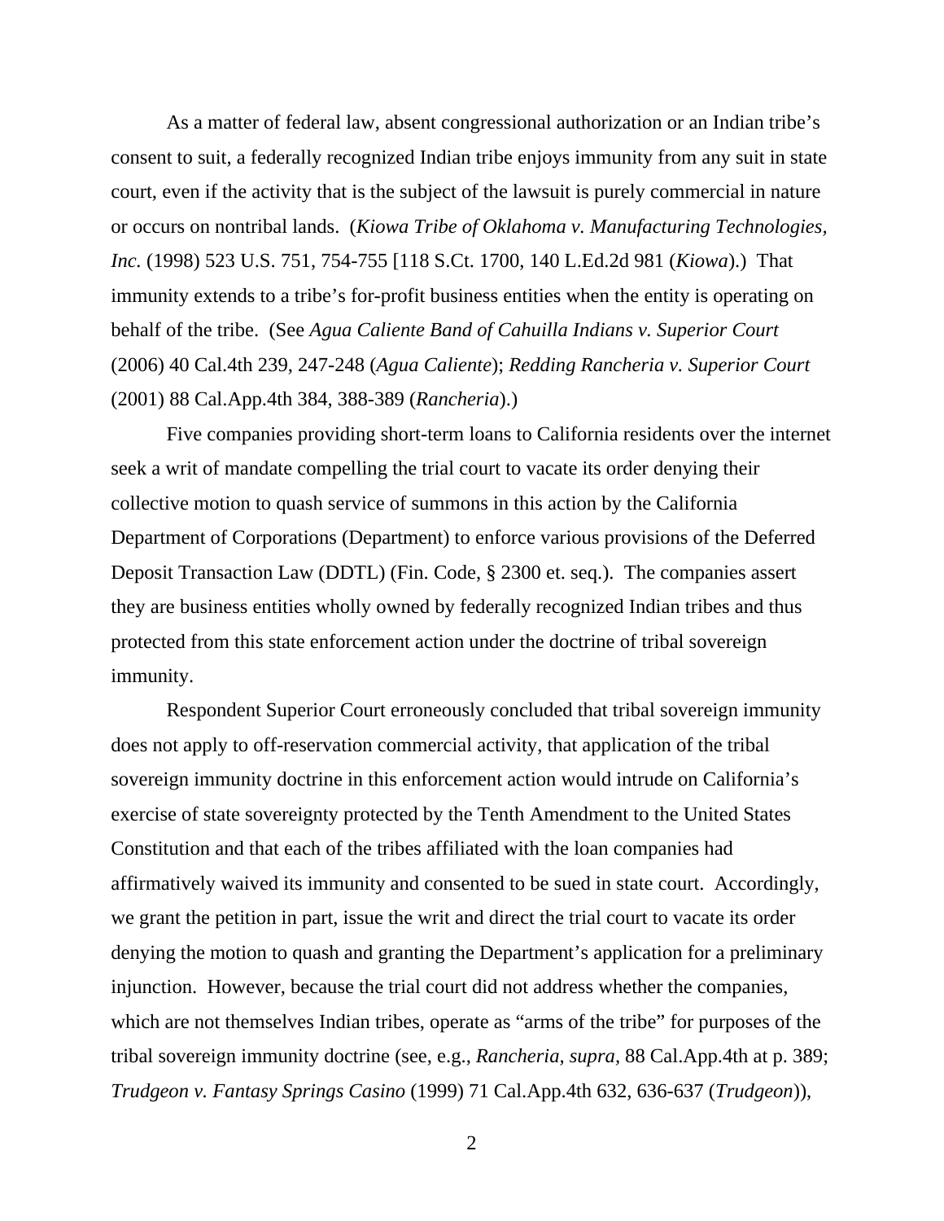As a matter of federal law, absent congressional authorization or an Indian tribe's consent to suit, a federally recognized Indian tribe enjoys immunity from any suit in state court, even if the activity that is the subject of the lawsuit is purely commercial in nature or occurs on nontribal lands. (*Kiowa Tribe of Oklahoma v. Manufacturing Technologies, Inc.* (1998) 523 U.S. 751, 754-755 [118 S.Ct. 1700, 140 L.Ed.2d 981 (*Kiowa*).) That immunity extends to a tribe's for-profit business entities when the entity is operating on behalf of the tribe. (See *Agua Caliente Band of Cahuilla Indians v. Superior Court* (2006) 40 Cal.4th 239, 247-248 (*Agua Caliente*); *Redding Rancheria v. Superior Court* (2001) 88 Cal.App.4th 384, 388-389 (*Rancheria*).)

Five companies providing short-term loans to California residents over the internet seek a writ of mandate compelling the trial court to vacate its order denying their collective motion to quash service of summons in this action by the California Department of Corporations (Department) to enforce various provisions of the Deferred Deposit Transaction Law (DDTL) (Fin. Code, § 2300 et. seq.). The companies assert they are business entities wholly owned by federally recognized Indian tribes and thus protected from this state enforcement action under the doctrine of tribal sovereign immunity.

Respondent Superior Court erroneously concluded that tribal sovereign immunity does not apply to off-reservation commercial activity, that application of the tribal sovereign immunity doctrine in this enforcement action would intrude on California's exercise of state sovereignty protected by the Tenth Amendment to the United States Constitution and that each of the tribes affiliated with the loan companies had affirmatively waived its immunity and consented to be sued in state court. Accordingly, we grant the petition in part, issue the writ and direct the trial court to vacate its order denying the motion to quash and granting the Department's application for a preliminary injunction. However, because the trial court did not address whether the companies, which are not themselves Indian tribes, operate as "arms of the tribe" for purposes of the tribal sovereign immunity doctrine (see, e.g., *Rancheria*, *supra*, 88 Cal.App.4th at p. 389; *Trudgeon v. Fantasy Springs Casino* (1999) 71 Cal.App.4th 632, 636-637 (*Trudgeon*)),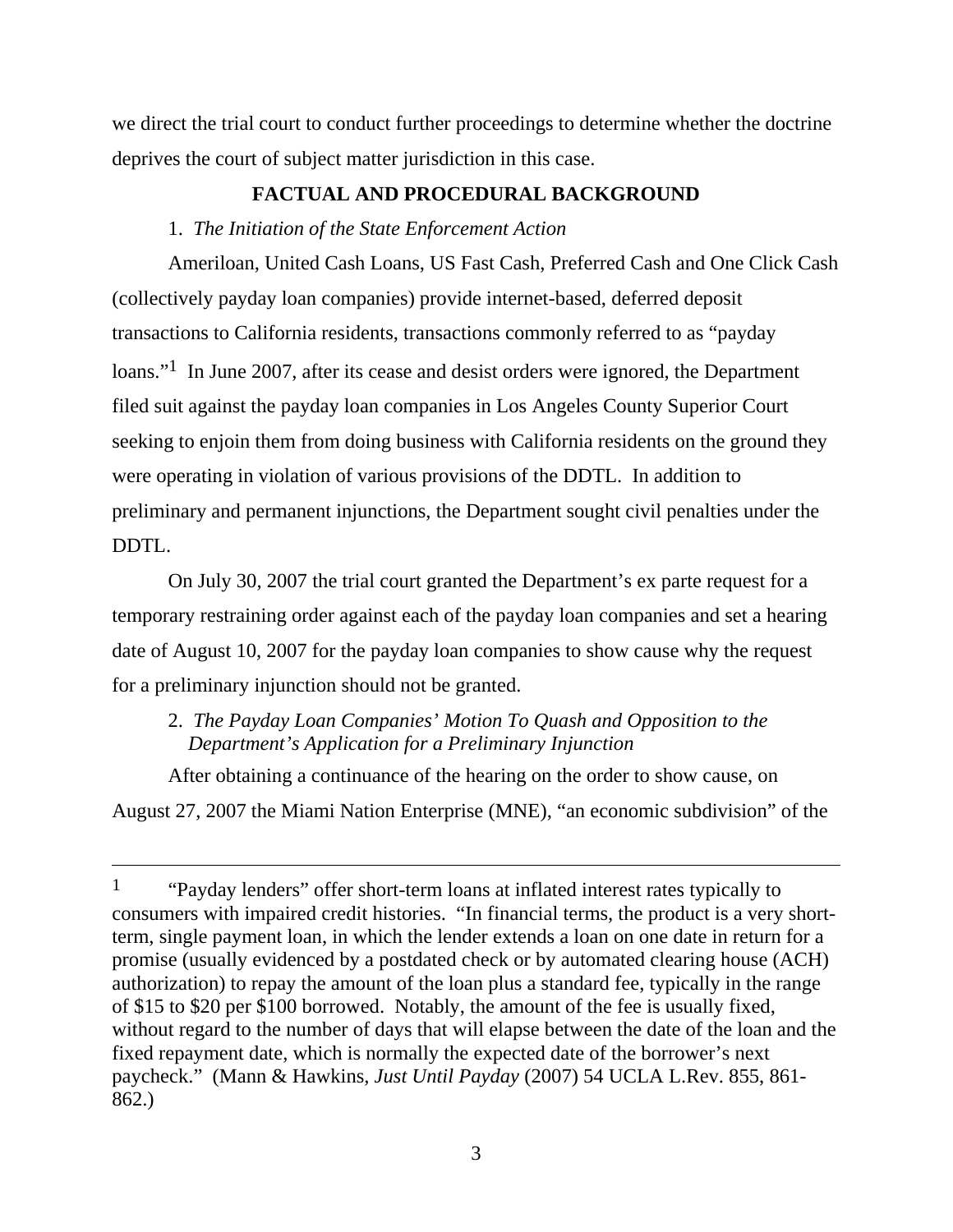we direct the trial court to conduct further proceedings to determine whether the doctrine deprives the court of subject matter jurisdiction in this case.

## FACTUAL AND PROCEDURAL BACKGROUND

1. *The Initiation of the State Enforcement Action*

Ameriloan, United Cash Loans, US Fast Cash, Preferred Cash and One Click Cash (collectively payday loan companies) provide internet-based, deferred deposit transactions to California residents, transactions commonly referred to as "payday loans."[1] In June 2007, after its cease and desist orders were ignored, the Department filed suit against the payday loan companies in Los Angeles County Superior Court seeking to enjoin them from doing business with California residents on the ground they were operating in violation of various provisions of the DDTL. In addition to preliminary and permanent injunctions, the Department sought civil penalties under the DDTL.

On July 30, 2007 the trial court granted the Department's ex parte request for a temporary restraining order against each of the payday loan companies and set a hearing date of August 10, 2007 for the payday loan companies to show cause why the request for a preliminary injunction should not be granted.

2. *The Payday Loan Companies' Motion To Quash and Opposition to the Department's Application for a Preliminary Injunction*

After obtaining a continuance of the hearing on the order to show cause, on August 27, 2007 the Miami Nation Enterprise (MNE), "an economic subdivision" of the

---

[1] "Payday lenders" offer short-term loans at inflated interest rates typically to consumers with impaired credit histories. "In financial terms, the product is a very short-term, single payment loan, in which the lender extends a loan on one date in return for a promise (usually evidenced by a postdated check or by automated clearing house (ACH) authorization) to repay the amount of the loan plus a standard fee, typically in the range of $15 to $20 per $100 borrowed. Notably, the amount of the fee is usually fixed, without regard to the number of days that will elapse between the date of the loan and the fixed repayment date, which is normally the expected date of the borrower's next paycheck." (Mann & Hawkins, *Just Until Payday* (2007) 54 UCLA L.Rev. 855, 861-862.)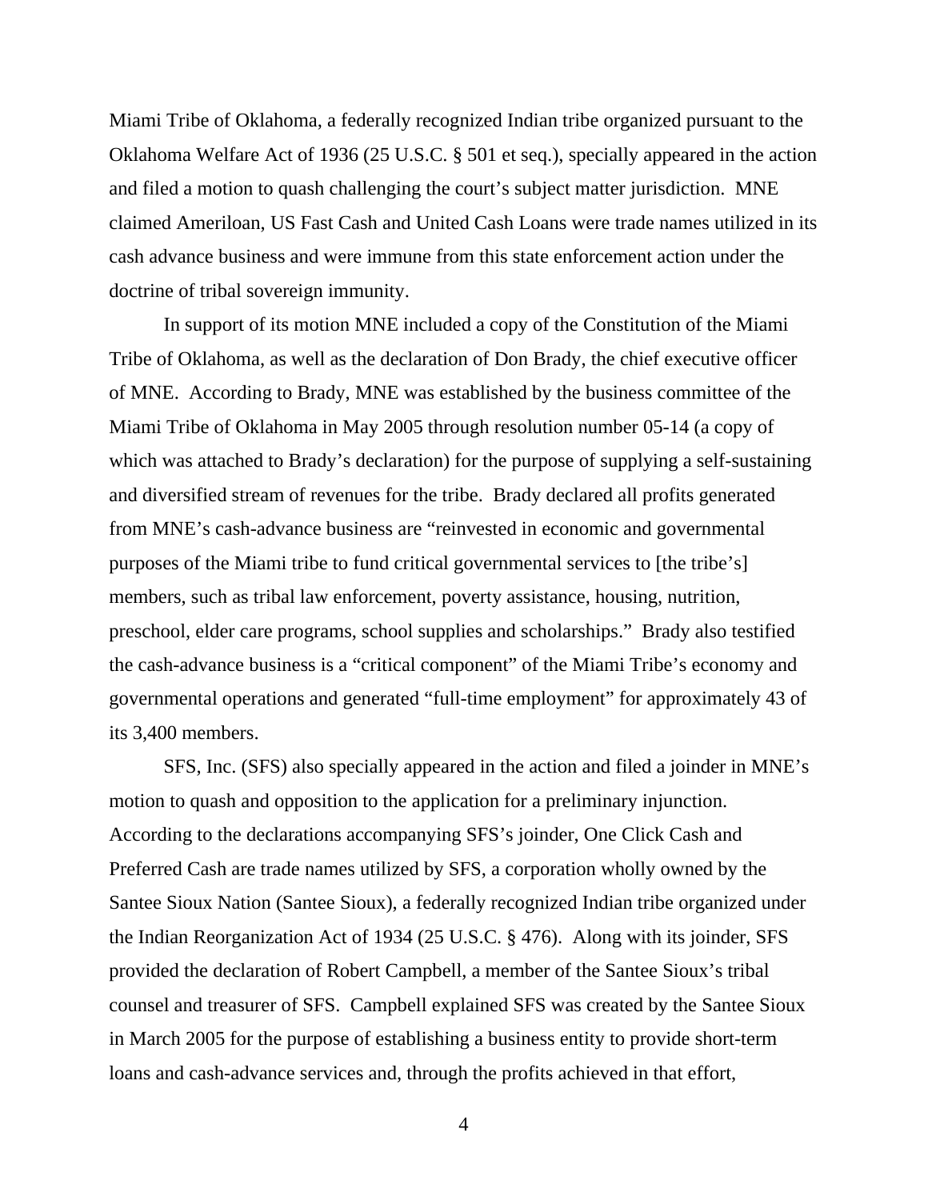Miami Tribe of Oklahoma, a federally recognized Indian tribe organized pursuant to the Oklahoma Welfare Act of 1936 (25 U.S.C. § 501 et seq.), specially appeared in the action and filed a motion to quash challenging the court's subject matter jurisdiction. MNE claimed Ameriloan, US Fast Cash and United Cash Loans were trade names utilized in its cash advance business and were immune from this state enforcement action under the doctrine of tribal sovereign immunity.

In support of its motion MNE included a copy of the Constitution of the Miami Tribe of Oklahoma, as well as the declaration of Don Brady, the chief executive officer of MNE. According to Brady, MNE was established by the business committee of the Miami Tribe of Oklahoma in May 2005 through resolution number 05-14 (a copy of which was attached to Brady's declaration) for the purpose of supplying a self-sustaining and diversified stream of revenues for the tribe. Brady declared all profits generated from MNE's cash-advance business are "reinvested in economic and governmental purposes of the Miami tribe to fund critical governmental services to [the tribe's] members, such as tribal law enforcement, poverty assistance, housing, nutrition, preschool, elder care programs, school supplies and scholarships." Brady also testified the cash-advance business is a "critical component" of the Miami Tribe's economy and governmental operations and generated "full-time employment" for approximately 43 of its 3,400 members.

SFS, Inc. (SFS) also specially appeared in the action and filed a joinder in MNE's motion to quash and opposition to the application for a preliminary injunction. According to the declarations accompanying SFS's joinder, One Click Cash and Preferred Cash are trade names utilized by SFS, a corporation wholly owned by the Santee Sioux Nation (Santee Sioux), a federally recognized Indian tribe organized under the Indian Reorganization Act of 1934 (25 U.S.C. § 476). Along with its joinder, SFS provided the declaration of Robert Campbell, a member of the Santee Sioux's tribal counsel and treasurer of SFS. Campbell explained SFS was created by the Santee Sioux in March 2005 for the purpose of establishing a business entity to provide short-term loans and cash-advance services and, through the profits achieved in that effort,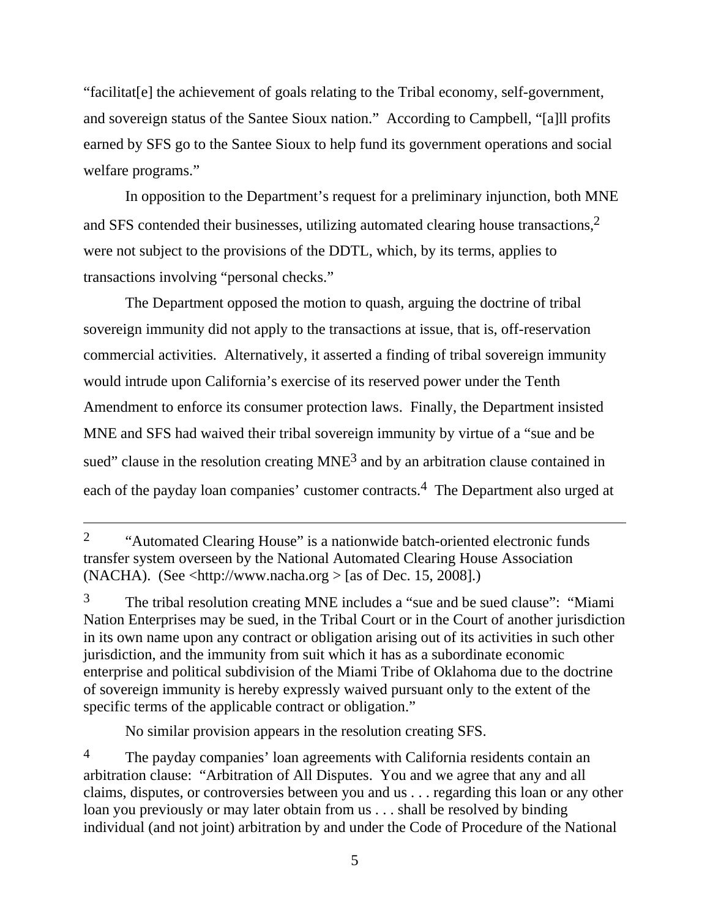"facilitat[e] the achievement of goals relating to the Tribal economy, self-government, and sovereign status of the Santee Sioux nation." According to Campbell, "[a]ll profits earned by SFS go to the Santee Sioux to help fund its government operations and social welfare programs."

In opposition to the Department's request for a preliminary injunction, both MNE and SFS contended their businesses, utilizing automated clearing house transactions,[2] were not subject to the provisions of the DDTL, which, by its terms, applies to transactions involving "personal checks."

The Department opposed the motion to quash, arguing the doctrine of tribal sovereign immunity did not apply to the transactions at issue, that is, off-reservation commercial activities. Alternatively, it asserted a finding of tribal sovereign immunity would intrude upon California's exercise of its reserved power under the Tenth Amendment to enforce its consumer protection laws. Finally, the Department insisted MNE and SFS had waived their tribal sovereign immunity by virtue of a "sue and be sued" clause in the resolution creating MNE[3] and by an arbitration clause contained in each of the payday loan companies' customer contracts.[4] The Department also urged at

---

[2] "Automated Clearing House" is a nationwide batch-oriented electronic funds transfer system overseen by the National Automated Clearing House Association (NACHA). (See <http://www.nacha.org > [as of Dec. 15, 2008].)

[3] The tribal resolution creating MNE includes a "sue and be sued clause": "Miami Nation Enterprises may be sued, in the Tribal Court or in the Court of another jurisdiction in its own name upon any contract or obligation arising out of its activities in such other jurisdiction, and the immunity from suit which it has as a subordinate economic enterprise and political subdivision of the Miami Tribe of Oklahoma due to the doctrine of sovereign immunity is hereby expressly waived pursuant only to the extent of the specific terms of the applicable contract or obligation."

No similar provision appears in the resolution creating SFS.

[4] The payday companies' loan agreements with California residents contain an arbitration clause: "Arbitration of All Disputes. You and we agree that any and all claims, disputes, or controversies between you and us . . . regarding this loan or any other loan you previously or may later obtain from us . . . shall be resolved by binding individual (and not joint) arbitration by and under the Code of Procedure of the National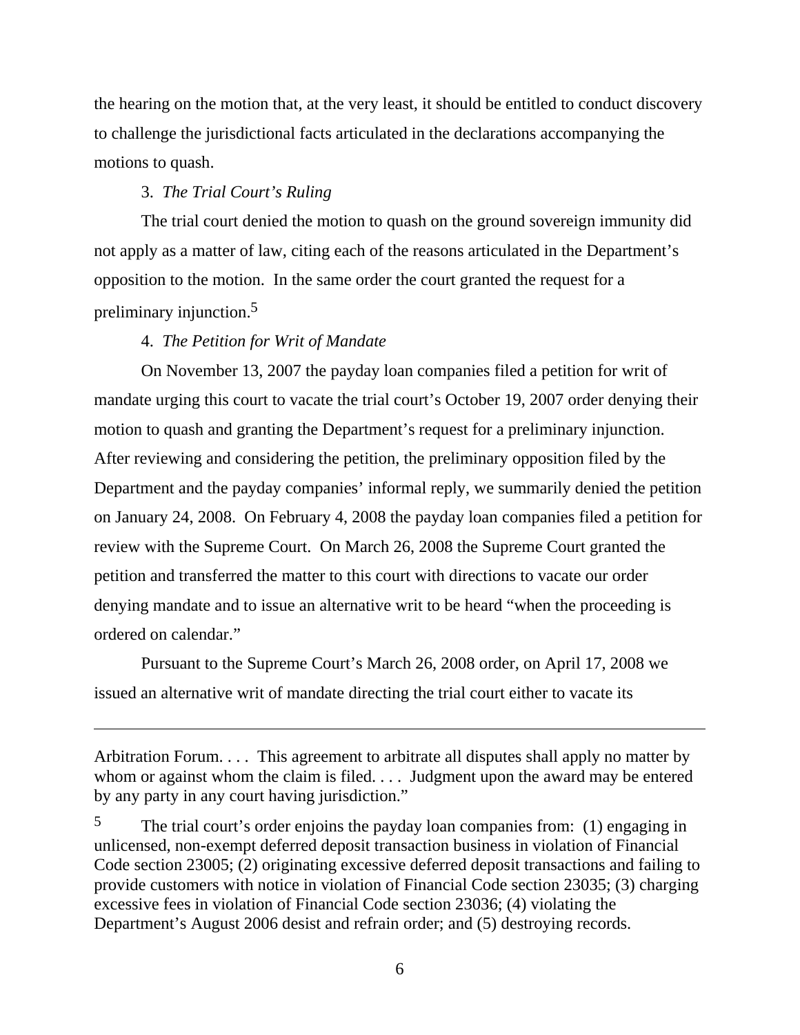the hearing on the motion that, at the very least, it should be entitled to conduct discovery to challenge the jurisdictional facts articulated in the declarations accompanying the motions to quash.

3. *The Trial Court's Ruling*

The trial court denied the motion to quash on the ground sovereign immunity did not apply as a matter of law, citing each of the reasons articulated in the Department's opposition to the motion. In the same order the court granted the request for a preliminary injunction.[5]

4. *The Petition for Writ of Mandate*

On November 13, 2007 the payday loan companies filed a petition for writ of mandate urging this court to vacate the trial court's October 19, 2007 order denying their motion to quash and granting the Department's request for a preliminary injunction. After reviewing and considering the petition, the preliminary opposition filed by the Department and the payday companies' informal reply, we summarily denied the petition on January 24, 2008. On February 4, 2008 the payday loan companies filed a petition for review with the Supreme Court. On March 26, 2008 the Supreme Court granted the petition and transferred the matter to this court with directions to vacate our order denying mandate and to issue an alternative writ to be heard "when the proceeding is ordered on calendar."

Pursuant to the Supreme Court's March 26, 2008 order, on April 17, 2008 we issued an alternative writ of mandate directing the trial court either to vacate its

---

Arbitration Forum. . . . This agreement to arbitrate all disputes shall apply no matter by whom or against whom the claim is filed. . . . Judgment upon the award may be entered by any party in any court having jurisdiction."

[5] The trial court's order enjoins the payday loan companies from: (1) engaging in unlicensed, non-exempt deferred deposit transaction business in violation of Financial Code section 23005; (2) originating excessive deferred deposit transactions and failing to provide customers with notice in violation of Financial Code section 23035; (3) charging excessive fees in violation of Financial Code section 23036; (4) violating the Department's August 2006 desist and refrain order; and (5) destroying records.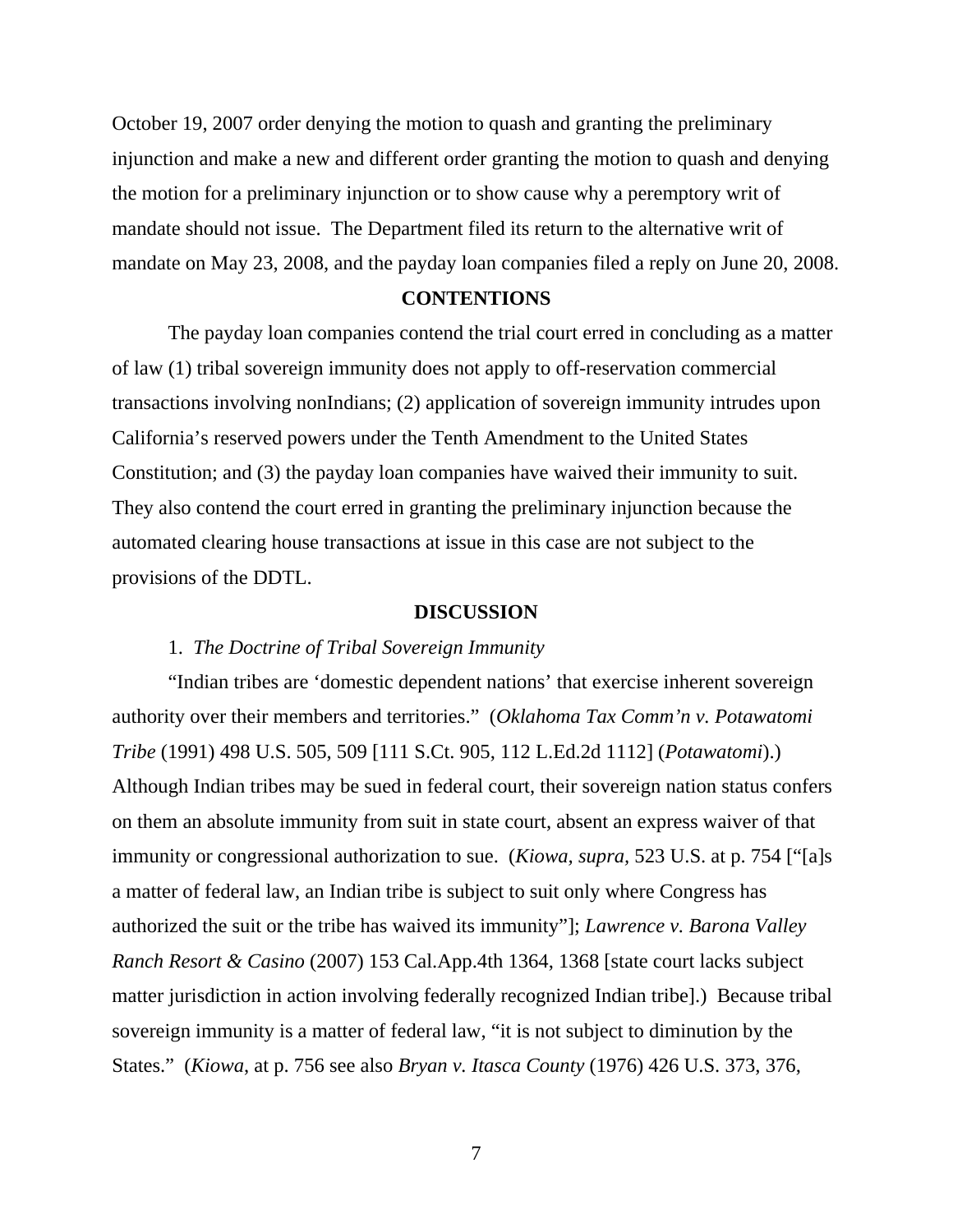October 19, 2007 order denying the motion to quash and granting the preliminary injunction and make a new and different order granting the motion to quash and denying the motion for a preliminary injunction or to show cause why a peremptory writ of mandate should not issue. The Department filed its return to the alternative writ of mandate on May 23, 2008, and the payday loan companies filed a reply on June 20, 2008.

**CONTENTIONS**

The payday loan companies contend the trial court erred in concluding as a matter of law (1) tribal sovereign immunity does not apply to off-reservation commercial transactions involving nonIndians; (2) application of sovereign immunity intrudes upon California's reserved powers under the Tenth Amendment to the United States Constitution; and (3) the payday loan companies have waived their immunity to suit. They also contend the court erred in granting the preliminary injunction because the automated clearing house transactions at issue in this case are not subject to the provisions of the DDTL.

**DISCUSSION**

1. *The Doctrine of Tribal Sovereign Immunity*

"Indian tribes are 'domestic dependent nations' that exercise inherent sovereign authority over their members and territories." (*Oklahoma Tax Comm'n v. Potawatomi Tribe* (1991) 498 U.S. 505, 509 [111 S.Ct. 905, 112 L.Ed.2d 1112] (*Potawatomi*).) Although Indian tribes may be sued in federal court, their sovereign nation status confers on them an absolute immunity from suit in state court, absent an express waiver of that immunity or congressional authorization to sue. (*Kiowa, supra,* 523 U.S. at p. 754 ["[a]s a matter of federal law, an Indian tribe is subject to suit only where Congress has authorized the suit or the tribe has waived its immunity"]; *Lawrence v. Barona Valley Ranch Resort & Casino* (2007) 153 Cal.App.4th 1364, 1368 [state court lacks subject matter jurisdiction in action involving federally recognized Indian tribe].) Because tribal sovereign immunity is a matter of federal law, "it is not subject to diminution by the States." (*Kiowa*, at p. 756 see also *Bryan v. Itasca County* (1976) 426 U.S. 373, 376,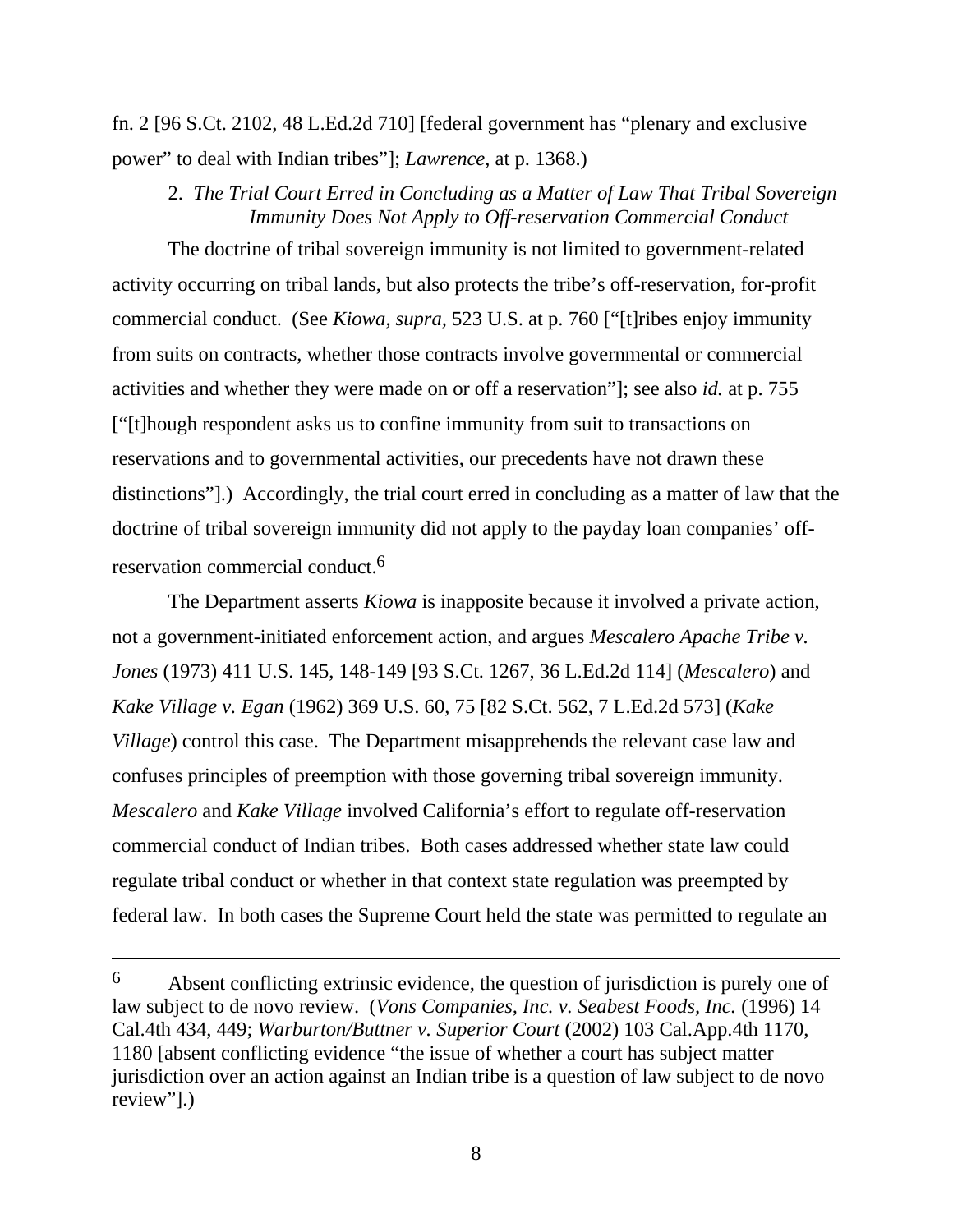fn. 2 [96 S.Ct. 2102, 48 L.Ed.2d 710] [federal government has "plenary and exclusive power" to deal with Indian tribes"]; *Lawrence*, at p. 1368.)

### 2. *The Trial Court Erred in Concluding as a Matter of Law That Tribal Sovereign Immunity Does Not Apply to Off-reservation Commercial Conduct*

The doctrine of tribal sovereign immunity is not limited to government-related activity occurring on tribal lands, but also protects the tribe's off-reservation, for-profit commercial conduct. (See *Kiowa*, *supra*, 523 U.S. at p. 760 ["[t]ribes enjoy immunity from suits on contracts, whether those contracts involve governmental or commercial activities and whether they were made on or off a reservation"]; see also *id.* at p. 755 ["[t]hough respondent asks us to confine immunity from suit to transactions on reservations and to governmental activities, our precedents have not drawn these distinctions"].) Accordingly, the trial court erred in concluding as a matter of law that the doctrine of tribal sovereign immunity did not apply to the payday loan companies' off-reservation commercial conduct.[6]

The Department asserts *Kiowa* is inapposite because it involved a private action, not a government-initiated enforcement action, and argues *Mescalero Apache Tribe v. Jones* (1973) 411 U.S. 145, 148-149 [93 S.Ct. 1267, 36 L.Ed.2d 114] (*Mescalero*) and *Kake Village v. Egan* (1962) 369 U.S. 60, 75 [82 S.Ct. 562, 7 L.Ed.2d 573] (*Kake Village*) control this case. The Department misapprehends the relevant case law and confuses principles of preemption with those governing tribal sovereign immunity. *Mescalero* and *Kake Village* involved California's effort to regulate off-reservation commercial conduct of Indian tribes. Both cases addressed whether state law could regulate tribal conduct or whether in that context state regulation was preempted by federal law. In both cases the Supreme Court held the state was permitted to regulate an

---

[6] Absent conflicting extrinsic evidence, the question of jurisdiction is purely one of law subject to de novo review. (*Vons Companies, Inc. v. Seabest Foods, Inc.* (1996) 14 Cal.4th 434, 449; *Warburton/Buttner v. Superior Court* (2002) 103 Cal.App.4th 1170, 1180 [absent conflicting evidence "the issue of whether a court has subject matter jurisdiction over an action against an Indian tribe is a question of law subject to de novo review"].)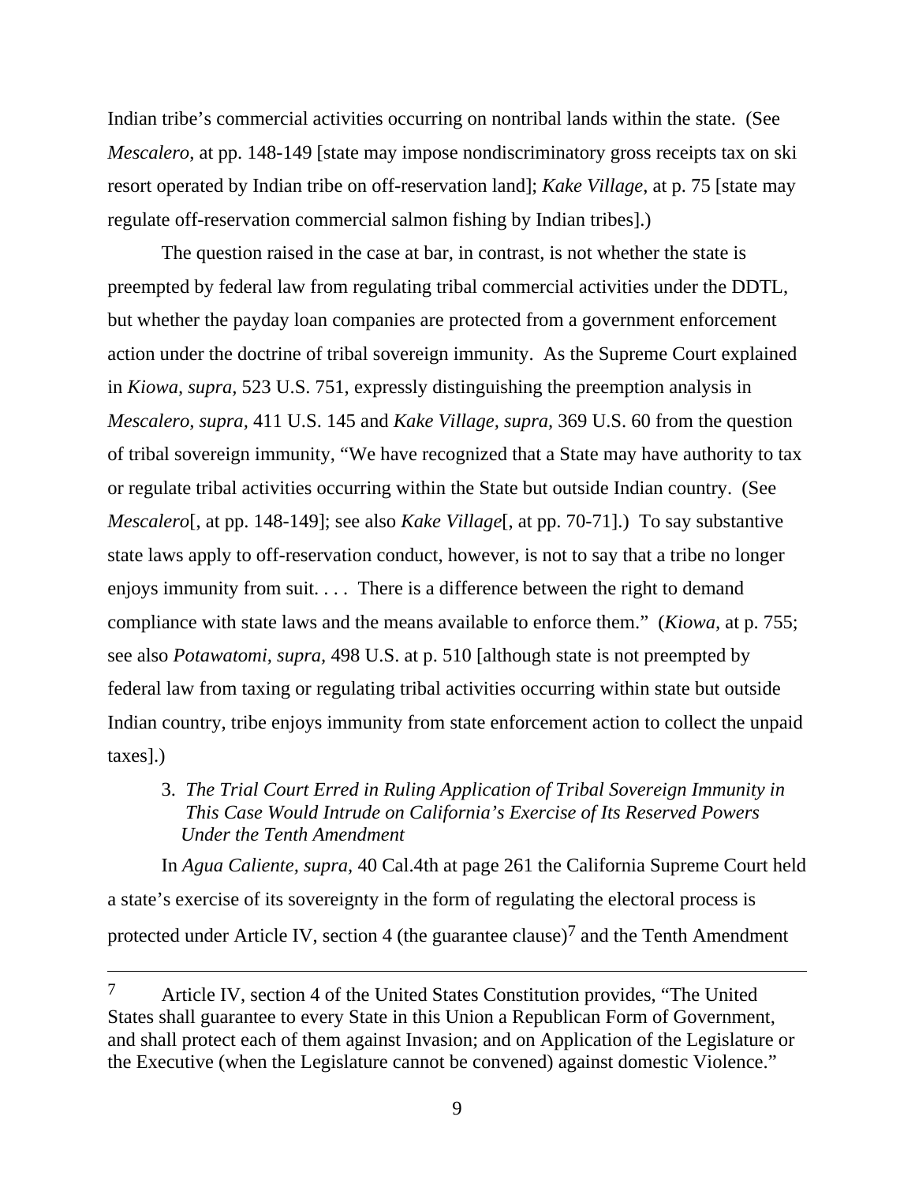Indian tribe's commercial activities occurring on nontribal lands within the state. (See *Mescalero*, at pp. 148-149 [state may impose nondiscriminatory gross receipts tax on ski resort operated by Indian tribe on off-reservation land]; *Kake Village*, at p. 75 [state may regulate off-reservation commercial salmon fishing by Indian tribes].)

The question raised in the case at bar, in contrast, is not whether the state is preempted by federal law from regulating tribal commercial activities under the DDTL, but whether the payday loan companies are protected from a government enforcement action under the doctrine of tribal sovereign immunity. As the Supreme Court explained in *Kiowa, supra,* 523 U.S. 751, expressly distinguishing the preemption analysis in *Mescalero, supra,* 411 U.S. 145 and *Kake Village, supra,* 369 U.S. 60 from the question of tribal sovereign immunity, "We have recognized that a State may have authority to tax or regulate tribal activities occurring within the State but outside Indian country. (See *Mescalero*[, at pp. 148-149]; see also *Kake Village*[, at pp. 70-71].) To say substantive state laws apply to off-reservation conduct, however, is not to say that a tribe no longer enjoys immunity from suit. . . . There is a difference between the right to demand compliance with state laws and the means available to enforce them." (*Kiowa,* at p. 755; see also *Potawatomi, supra*, 498 U.S. at p. 510 [although state is not preempted by federal law from taxing or regulating tribal activities occurring within state but outside Indian country, tribe enjoys immunity from state enforcement action to collect the unpaid taxes].)

3. *The Trial Court Erred in Ruling Application of Tribal Sovereign Immunity in This Case Would Intrude on California's Exercise of Its Reserved Powers Under the Tenth Amendment*

In *Agua Caliente, supra,* 40 Cal.4th at page 261 the California Supreme Court held a state's exercise of its sovereignty in the form of regulating the electoral process is protected under Article IV, section 4 (the guarantee clause)[7] and the Tenth Amendment

---

[7] Article IV, section 4 of the United States Constitution provides, "The United States shall guarantee to every State in this Union a Republican Form of Government, and shall protect each of them against Invasion; and on Application of the Legislature or the Executive (when the Legislature cannot be convened) against domestic Violence."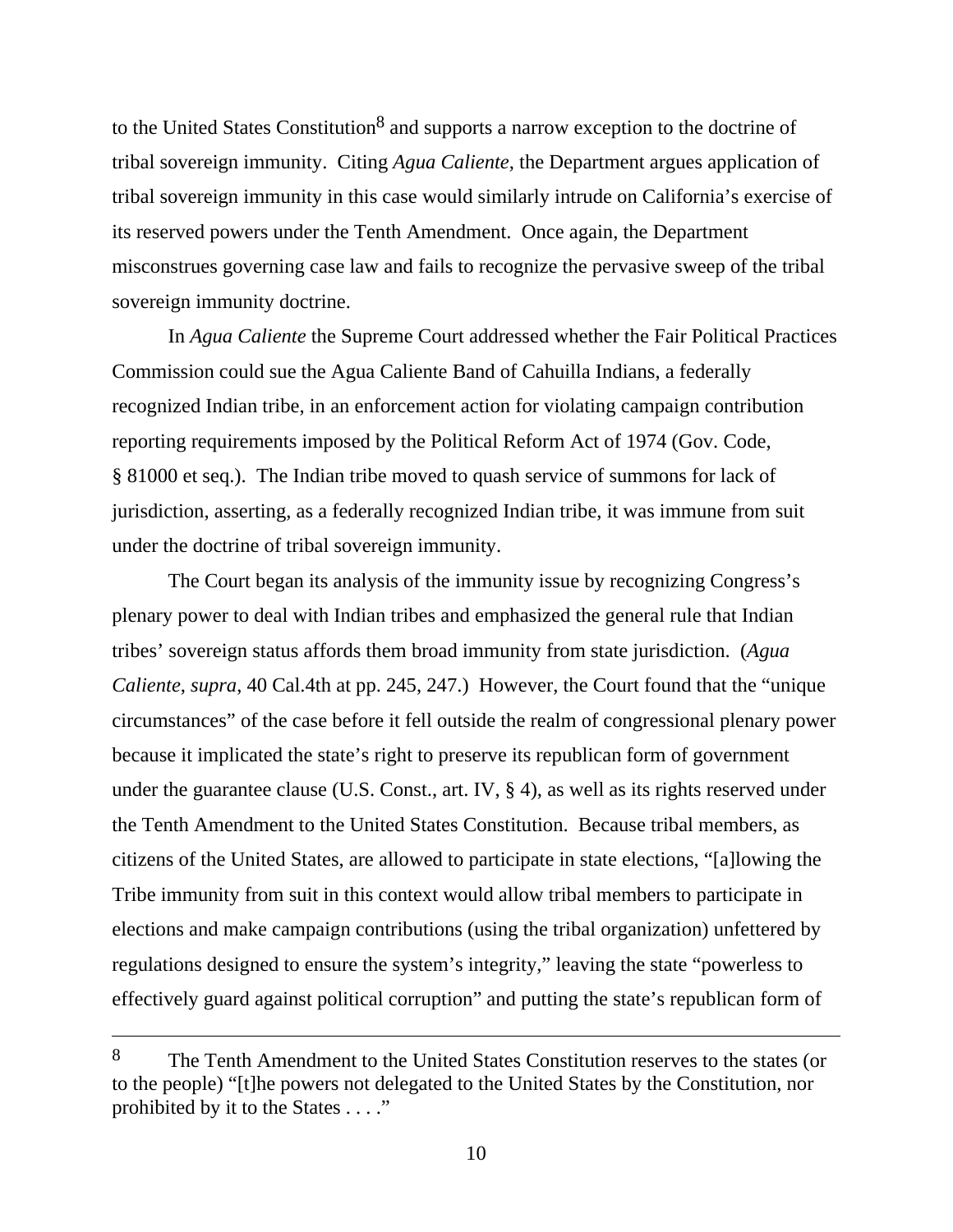to the United States Constitution[8] and supports a narrow exception to the doctrine of tribal sovereign immunity. Citing *Agua Caliente*, the Department argues application of tribal sovereign immunity in this case would similarly intrude on California's exercise of its reserved powers under the Tenth Amendment. Once again, the Department misconstrues governing case law and fails to recognize the pervasive sweep of the tribal sovereign immunity doctrine.

In *Agua Caliente* the Supreme Court addressed whether the Fair Political Practices Commission could sue the Agua Caliente Band of Cahuilla Indians, a federally recognized Indian tribe, in an enforcement action for violating campaign contribution reporting requirements imposed by the Political Reform Act of 1974 (Gov. Code, § 81000 et seq.). The Indian tribe moved to quash service of summons for lack of jurisdiction, asserting, as a federally recognized Indian tribe, it was immune from suit under the doctrine of tribal sovereign immunity.

The Court began its analysis of the immunity issue by recognizing Congress's plenary power to deal with Indian tribes and emphasized the general rule that Indian tribes' sovereign status affords them broad immunity from state jurisdiction. (*Agua Caliente*, *supra*, 40 Cal.4th at pp. 245, 247.) However, the Court found that the "unique circumstances" of the case before it fell outside the realm of congressional plenary power because it implicated the state's right to preserve its republican form of government under the guarantee clause (U.S. Const., art. IV, § 4), as well as its rights reserved under the Tenth Amendment to the United States Constitution. Because tribal members, as citizens of the United States, are allowed to participate in state elections, "[a]llowing the Tribe immunity from suit in this context would allow tribal members to participate in elections and make campaign contributions (using the tribal organization) unfettered by regulations designed to ensure the system's integrity," leaving the state "powerless to effectively guard against political corruption" and putting the state's republican form of

---

[8] The Tenth Amendment to the United States Constitution reserves to the states (or to the people) "[t]he powers not delegated to the United States by the Constitution, nor prohibited by it to the States . . . ."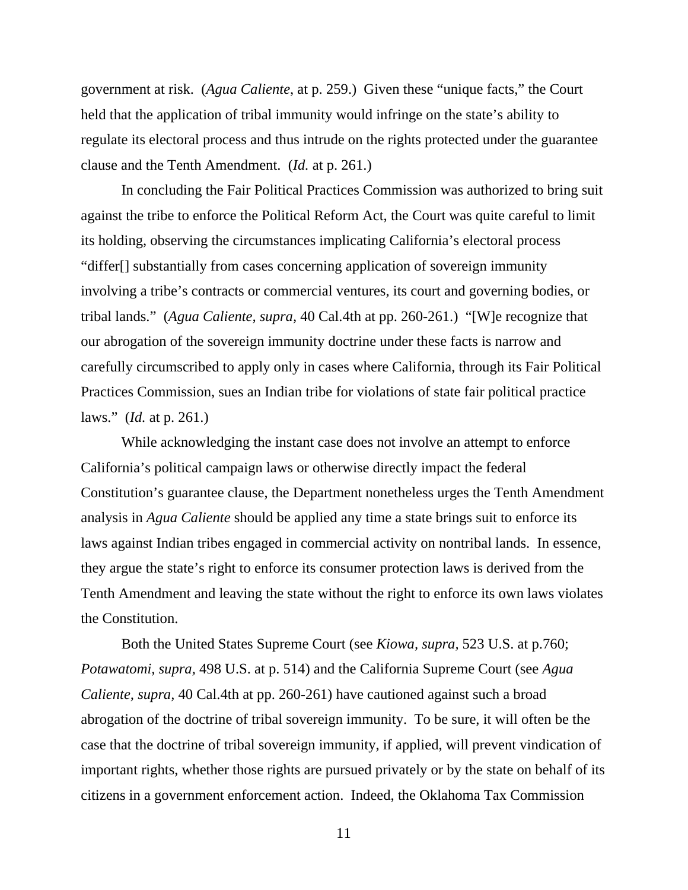government at risk. (*Agua Caliente*, at p. 259.) Given these "unique facts," the Court held that the application of tribal immunity would infringe on the state's ability to regulate its electoral process and thus intrude on the rights protected under the guarantee clause and the Tenth Amendment. (*Id.* at p. 261.)

In concluding the Fair Political Practices Commission was authorized to bring suit against the tribe to enforce the Political Reform Act, the Court was quite careful to limit its holding, observing the circumstances implicating California's electoral process "differ[] substantially from cases concerning application of sovereign immunity involving a tribe's contracts or commercial ventures, its court and governing bodies, or tribal lands." (*Agua Caliente*, *supra*, 40 Cal.4th at pp. 260-261.) "[W]e recognize that our abrogation of the sovereign immunity doctrine under these facts is narrow and carefully circumscribed to apply only in cases where California, through its Fair Political Practices Commission, sues an Indian tribe for violations of state fair political practice laws." (*Id.* at p. 261.)

While acknowledging the instant case does not involve an attempt to enforce California's political campaign laws or otherwise directly impact the federal Constitution's guarantee clause, the Department nonetheless urges the Tenth Amendment analysis in *Agua Caliente* should be applied any time a state brings suit to enforce its laws against Indian tribes engaged in commercial activity on nontribal lands. In essence, they argue the state's right to enforce its consumer protection laws is derived from the Tenth Amendment and leaving the state without the right to enforce its own laws violates the Constitution.

Both the United States Supreme Court (see *Kiowa, supra,* 523 U.S. at p.760; *Potawatomi, supra,* 498 U.S. at p. 514) and the California Supreme Court (see *Agua Caliente, supra*, 40 Cal.4th at pp. 260-261) have cautioned against such a broad abrogation of the doctrine of tribal sovereign immunity. To be sure, it will often be the case that the doctrine of tribal sovereign immunity, if applied, will prevent vindication of important rights, whether those rights are pursued privately or by the state on behalf of its citizens in a government enforcement action. Indeed, the Oklahoma Tax Commission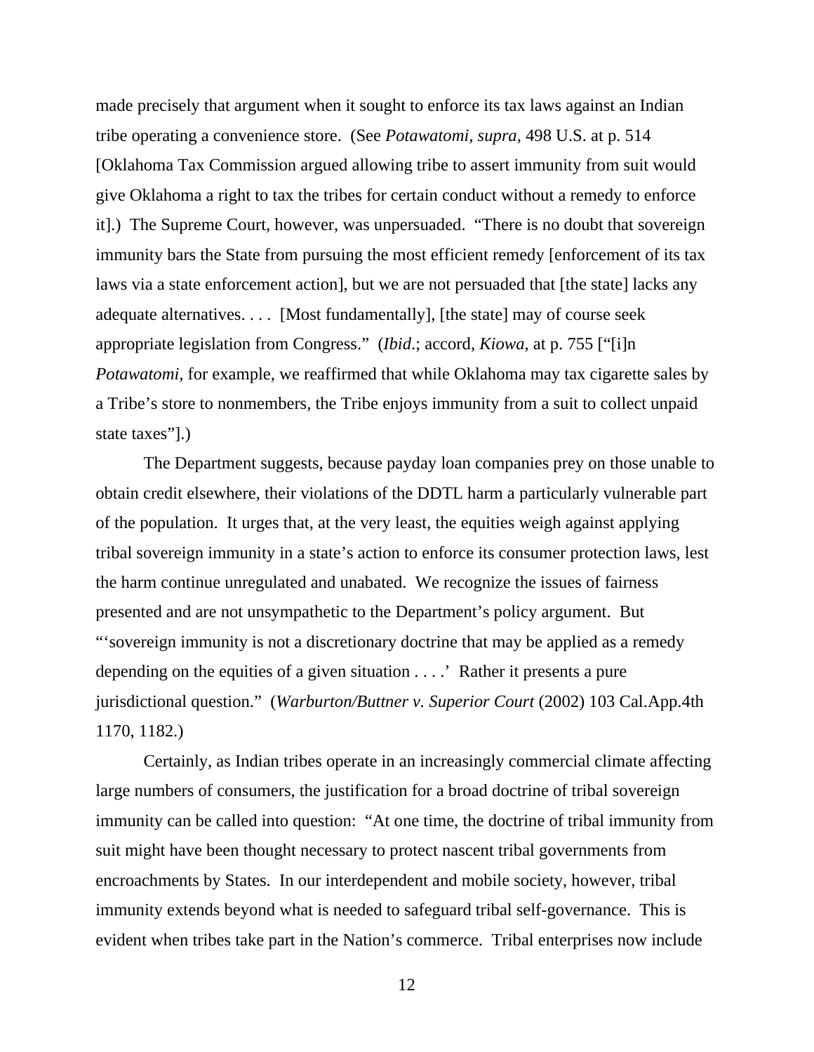made precisely that argument when it sought to enforce its tax laws against an Indian tribe operating a convenience store. (See *Potawatomi*, *supra*, 498 U.S. at p. 514 [Oklahoma Tax Commission argued allowing tribe to assert immunity from suit would give Oklahoma a right to tax the tribes for certain conduct without a remedy to enforce it].) The Supreme Court, however, was unpersuaded. "There is no doubt that sovereign immunity bars the State from pursuing the most efficient remedy [enforcement of its tax laws via a state enforcement action], but we are not persuaded that [the state] lacks any adequate alternatives. . . . [Most fundamentally], [the state] may of course seek appropriate legislation from Congress." (*Ibid*.; accord, *Kiowa*, at p. 755 ["[i]n *Potawatomi*, for example, we reaffirmed that while Oklahoma may tax cigarette sales by a Tribe's store to nonmembers, the Tribe enjoys immunity from a suit to collect unpaid state taxes"].)

The Department suggests, because payday loan companies prey on those unable to obtain credit elsewhere, their violations of the DDTL harm a particularly vulnerable part of the population. It urges that, at the very least, the equities weigh against applying tribal sovereign immunity in a state's action to enforce its consumer protection laws, lest the harm continue unregulated and unabated. We recognize the issues of fairness presented and are not unsympathetic to the Department's policy argument. But "'sovereign immunity is not a discretionary doctrine that may be applied as a remedy depending on the equities of a given situation . . . .' Rather it presents a pure jurisdictional question." (*Warburton/Buttner v. Superior Court* (2002) 103 Cal.App.4th 1170, 1182.)

Certainly, as Indian tribes operate in an increasingly commercial climate affecting large numbers of consumers, the justification for a broad doctrine of tribal sovereign immunity can be called into question: "At one time, the doctrine of tribal immunity from suit might have been thought necessary to protect nascent tribal governments from encroachments by States. In our interdependent and mobile society, however, tribal immunity extends beyond what is needed to safeguard tribal self-governance. This is evident when tribes take part in the Nation's commerce. Tribal enterprises now include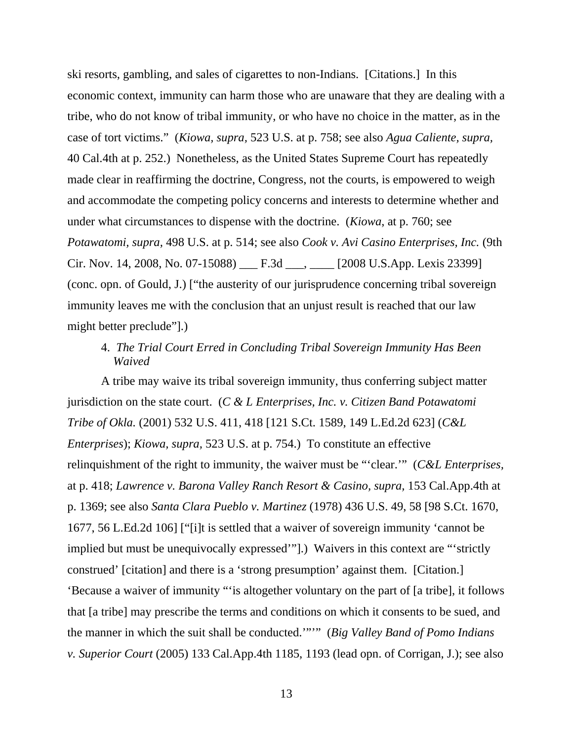ski resorts, gambling, and sales of cigarettes to non-Indians. [Citations.] In this economic context, immunity can harm those who are unaware that they are dealing with a tribe, who do not know of tribal immunity, or who have no choice in the matter, as in the case of tort victims." (*Kiowa, supra,* 523 U.S. at p. 758; see also *Agua Caliente, supra,* 40 Cal.4th at p. 252.) Nonetheless, as the United States Supreme Court has repeatedly made clear in reaffirming the doctrine, Congress, not the courts, is empowered to weigh and accommodate the competing policy concerns and interests to determine whether and under what circumstances to dispense with the doctrine. (*Kiowa,* at p. 760; see *Potawatomi, supra,* 498 U.S. at p. 514; see also *Cook v. Avi Casino Enterprises, Inc.* (9th Cir. Nov. 14, 2008, No. 07-15088) ___ F.3d ___, ____ [2008 U.S.App. Lexis 23399] (conc. opn. of Gould, J.) ["the austerity of our jurisprudence concerning tribal sovereign immunity leaves me with the conclusion that an unjust result is reached that our law might better preclude"].)

4. *The Trial Court Erred in Concluding Tribal Sovereign Immunity Has Been Waived*

A tribe may waive its tribal sovereign immunity, thus conferring subject matter jurisdiction on the state court. (*C & L Enterprises, Inc. v. Citizen Band Potawatomi Tribe of Okla.* (2001) 532 U.S. 411, 418 [121 S.Ct. 1589, 149 L.Ed.2d 623] (*C&L Enterprises*); *Kiowa, supra,* 523 U.S. at p. 754.) To constitute an effective relinquishment of the right to immunity, the waiver must be "'clear.'" (*C&L Enterprises,* at p. 418; *Lawrence v. Barona Valley Ranch Resort & Casino, supra,* 153 Cal.App.4th at p. 1369; see also *Santa Clara Pueblo v. Martinez* (1978) 436 U.S. 49, 58 [98 S.Ct. 1670, 1677, 56 L.Ed.2d 106] ["[i]t is settled that a waiver of sovereign immunity 'cannot be implied but must be unequivocally expressed'"].) Waivers in this context are "'strictly construed' [citation] and there is a 'strong presumption' against them. [Citation.] 'Because a waiver of immunity "'is altogether voluntary on the part of [a tribe], it follows that [a tribe] may prescribe the terms and conditions on which it consents to be sued, and the manner in which the suit shall be conducted.'"'" (*Big Valley Band of Pomo Indians v. Superior Court* (2005) 133 Cal.App.4th 1185, 1193 (lead opn. of Corrigan, J.); see also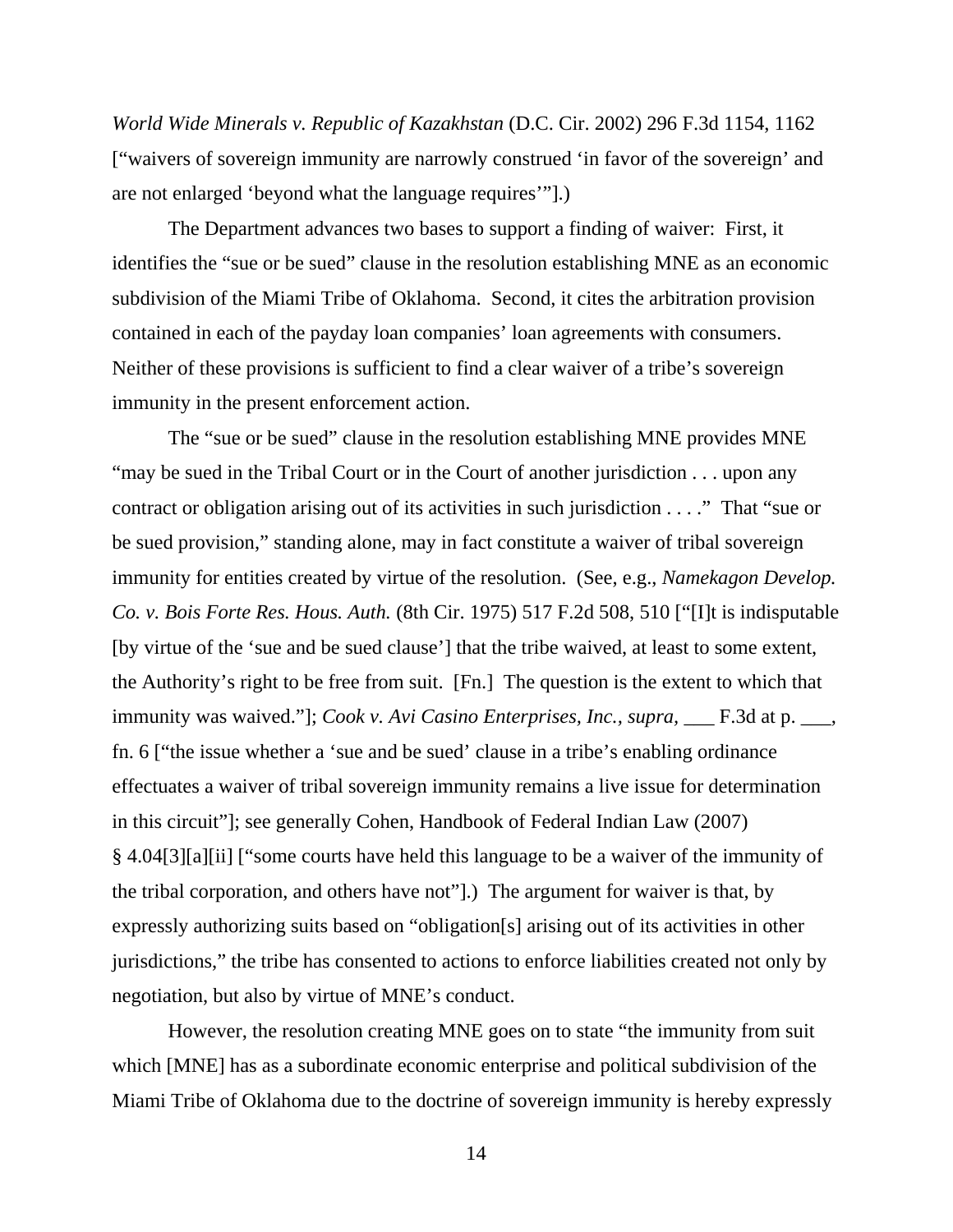*World Wide Minerals v. Republic of Kazakhstan* (D.C. Cir. 2002) 296 F.3d 1154, 1162 ["waivers of sovereign immunity are narrowly construed 'in favor of the sovereign' and are not enlarged 'beyond what the language requires'"].)

The Department advances two bases to support a finding of waiver: First, it identifies the "sue or be sued" clause in the resolution establishing MNE as an economic subdivision of the Miami Tribe of Oklahoma. Second, it cites the arbitration provision contained in each of the payday loan companies' loan agreements with consumers. Neither of these provisions is sufficient to find a clear waiver of a tribe's sovereign immunity in the present enforcement action.

The "sue or be sued" clause in the resolution establishing MNE provides MNE "may be sued in the Tribal Court or in the Court of another jurisdiction . . . upon any contract or obligation arising out of its activities in such jurisdiction . . . ." That "sue or be sued provision," standing alone, may in fact constitute a waiver of tribal sovereign immunity for entities created by virtue of the resolution. (See, e.g., *Namekagon Develop. Co. v. Bois Forte Res. Hous. Auth.* (8th Cir. 1975) 517 F.2d 508, 510 ["[I]t is indisputable [by virtue of the 'sue and be sued clause'] that the tribe waived, at least to some extent, the Authority's right to be free from suit. [Fn.] The question is the extent to which that immunity was waived."]; *Cook v. Avi Casino Enterprises, Inc., supra*, ___ F.3d at p. ___, fn. 6 ["the issue whether a 'sue and be sued' clause in a tribe's enabling ordinance effectuates a waiver of tribal sovereign immunity remains a live issue for determination in this circuit"]; see generally Cohen, Handbook of Federal Indian Law (2007) § 4.04[3][a][ii] ["some courts have held this language to be a waiver of the immunity of the tribal corporation, and others have not"].) The argument for waiver is that, by expressly authorizing suits based on "obligation[s] arising out of its activities in other jurisdictions," the tribe has consented to actions to enforce liabilities created not only by negotiation, but also by virtue of MNE's conduct.

However, the resolution creating MNE goes on to state "the immunity from suit which [MNE] has as a subordinate economic enterprise and political subdivision of the Miami Tribe of Oklahoma due to the doctrine of sovereign immunity is hereby expressly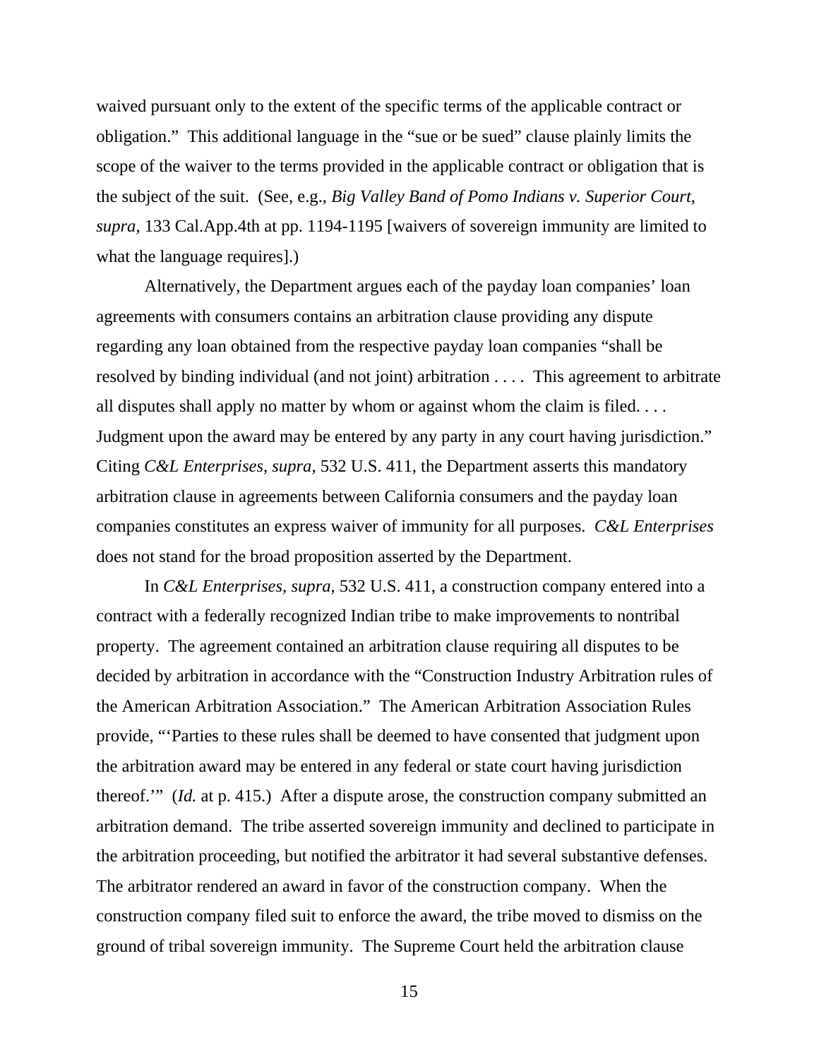waived pursuant only to the extent of the specific terms of the applicable contract or obligation." This additional language in the "sue or be sued" clause plainly limits the scope of the waiver to the terms provided in the applicable contract or obligation that is the subject of the suit. (See, e.g., *Big Valley Band of Pomo Indians v. Superior Court, supra,* 133 Cal.App.4th at pp. 1194-1195 [waivers of sovereign immunity are limited to what the language requires].)

Alternatively, the Department argues each of the payday loan companies' loan agreements with consumers contains an arbitration clause providing any dispute regarding any loan obtained from the respective payday loan companies "shall be resolved by binding individual (and not joint) arbitration . . . . This agreement to arbitrate all disputes shall apply no matter by whom or against whom the claim is filed. . . . Judgment upon the award may be entered by any party in any court having jurisdiction." Citing *C&L Enterprises, supra,* 532 U.S. 411, the Department asserts this mandatory arbitration clause in agreements between California consumers and the payday loan companies constitutes an express waiver of immunity for all purposes. *C&L Enterprises* does not stand for the broad proposition asserted by the Department.

In *C&L Enterprises, supra,* 532 U.S. 411, a construction company entered into a contract with a federally recognized Indian tribe to make improvements to nontribal property. The agreement contained an arbitration clause requiring all disputes to be decided by arbitration in accordance with the "Construction Industry Arbitration rules of the American Arbitration Association." The American Arbitration Association Rules provide, "'Parties to these rules shall be deemed to have consented that judgment upon the arbitration award may be entered in any federal or state court having jurisdiction thereof.'" (*Id.* at p. 415.) After a dispute arose, the construction company submitted an arbitration demand. The tribe asserted sovereign immunity and declined to participate in the arbitration proceeding, but notified the arbitrator it had several substantive defenses. The arbitrator rendered an award in favor of the construction company. When the construction company filed suit to enforce the award, the tribe moved to dismiss on the ground of tribal sovereign immunity. The Supreme Court held the arbitration clause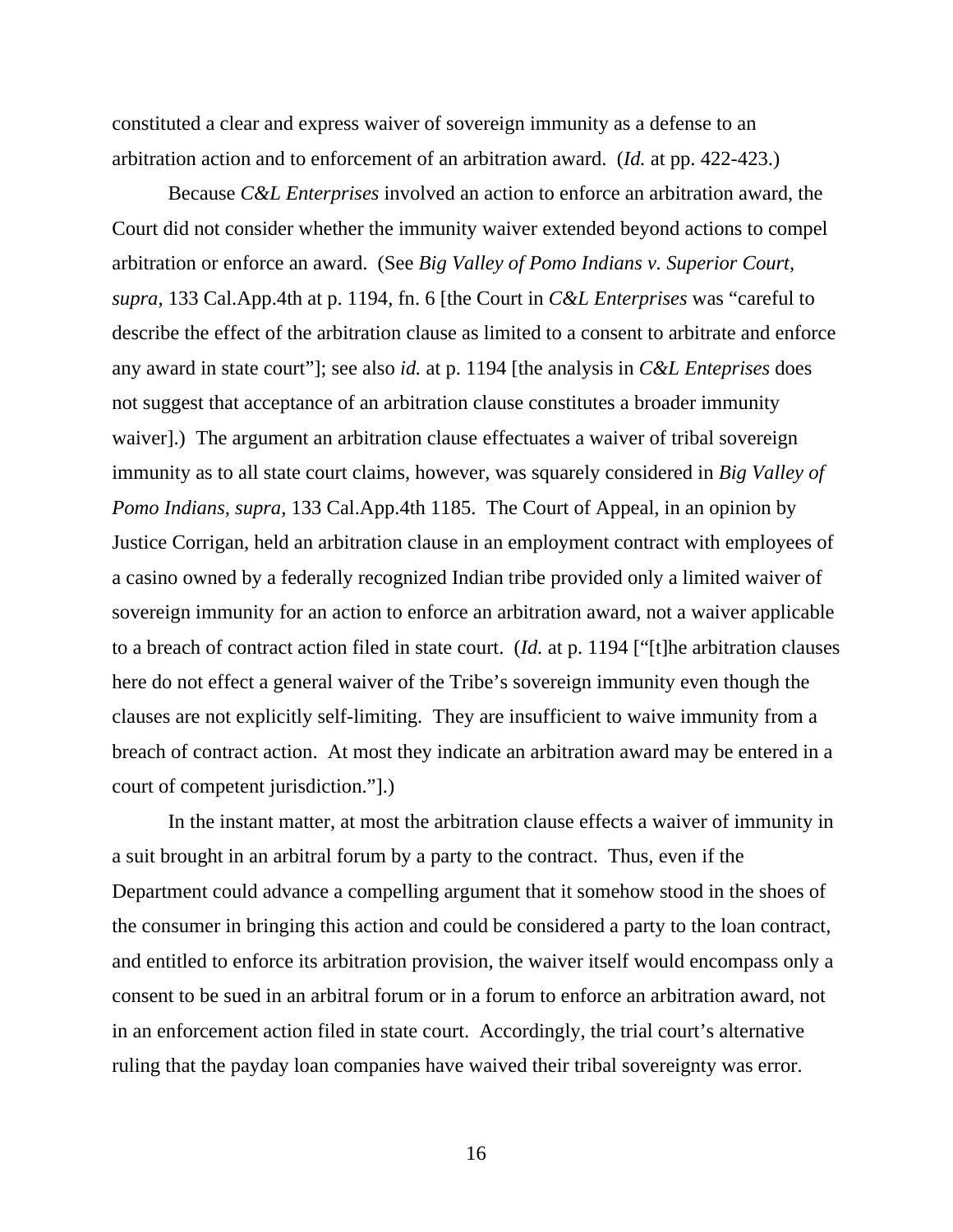constituted a clear and express waiver of sovereign immunity as a defense to an arbitration action and to enforcement of an arbitration award. (*Id.* at pp. 422-423.)

Because *C&L Enterprises* involved an action to enforce an arbitration award, the Court did not consider whether the immunity waiver extended beyond actions to compel arbitration or enforce an award. (See *Big Valley of Pomo Indians v. Superior Court, supra,* 133 Cal.App.4th at p. 1194, fn. 6 [the Court in *C&L Enterprises* was "careful to describe the effect of the arbitration clause as limited to a consent to arbitrate and enforce any award in state court"]; see also *id.* at p. 1194 [the analysis in *C&L Enteprises* does not suggest that acceptance of an arbitration clause constitutes a broader immunity waiver].) The argument an arbitration clause effectuates a waiver of tribal sovereign immunity as to all state court claims, however, was squarely considered in *Big Valley of Pomo Indians, supra,* 133 Cal.App.4th 1185. The Court of Appeal, in an opinion by Justice Corrigan, held an arbitration clause in an employment contract with employees of a casino owned by a federally recognized Indian tribe provided only a limited waiver of sovereign immunity for an action to enforce an arbitration award, not a waiver applicable to a breach of contract action filed in state court. (*Id.* at p. 1194 ["[t]he arbitration clauses here do not effect a general waiver of the Tribe's sovereign immunity even though the clauses are not explicitly self-limiting. They are insufficient to waive immunity from a breach of contract action. At most they indicate an arbitration award may be entered in a court of competent jurisdiction."].)

In the instant matter, at most the arbitration clause effects a waiver of immunity in a suit brought in an arbitral forum by a party to the contract. Thus, even if the Department could advance a compelling argument that it somehow stood in the shoes of the consumer in bringing this action and could be considered a party to the loan contract, and entitled to enforce its arbitration provision, the waiver itself would encompass only a consent to be sued in an arbitral forum or in a forum to enforce an arbitration award, not in an enforcement action filed in state court. Accordingly, the trial court's alternative ruling that the payday loan companies have waived their tribal sovereignty was error.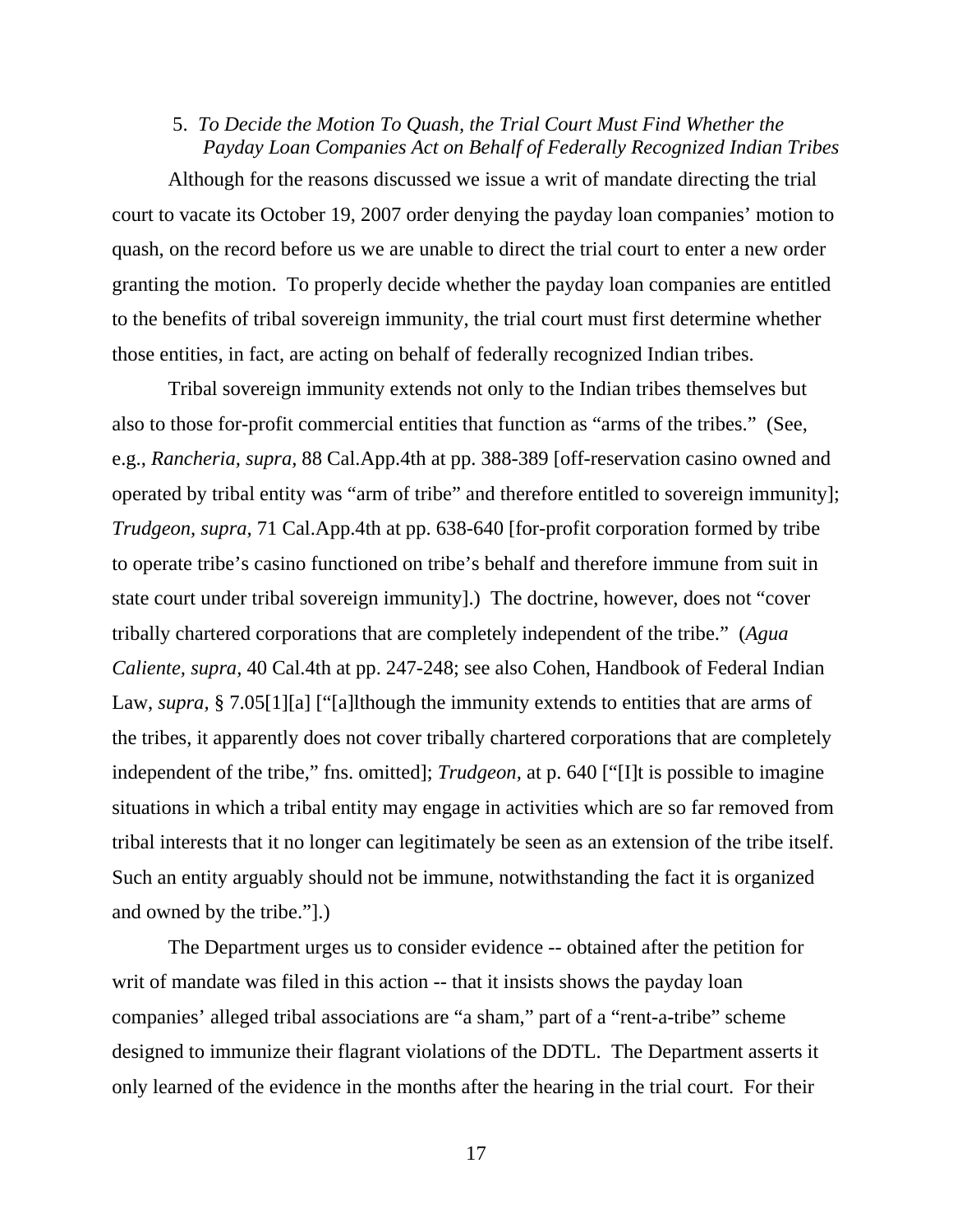### 5. *To Decide the Motion To Quash, the Trial Court Must Find Whether the Payday Loan Companies Act on Behalf of Federally Recognized Indian Tribes*

Although for the reasons discussed we issue a writ of mandate directing the trial court to vacate its October 19, 2007 order denying the payday loan companies' motion to quash, on the record before us we are unable to direct the trial court to enter a new order granting the motion. To properly decide whether the payday loan companies are entitled to the benefits of tribal sovereign immunity, the trial court must first determine whether those entities, in fact, are acting on behalf of federally recognized Indian tribes.

Tribal sovereign immunity extends not only to the Indian tribes themselves but also to those for-profit commercial entities that function as "arms of the tribes." (See, e.g., *Rancheria, supra,* 88 Cal.App.4th at pp. 388-389 [off-reservation casino owned and operated by tribal entity was "arm of tribe" and therefore entitled to sovereign immunity]; *Trudgeon, supra,* 71 Cal.App.4th at pp. 638-640 [for-profit corporation formed by tribe to operate tribe's casino functioned on tribe's behalf and therefore immune from suit in state court under tribal sovereign immunity].) The doctrine, however, does not "cover tribally chartered corporations that are completely independent of the tribe." (*Agua Caliente, supra,* 40 Cal.4th at pp. 247-248; see also Cohen, Handbook of Federal Indian Law, *supra,* § 7.05[1][a] ["[a]lthough the immunity extends to entities that are arms of the tribes, it apparently does not cover tribally chartered corporations that are completely independent of the tribe," fns. omitted]; *Trudgeon,* at p. 640 ["[I]t is possible to imagine situations in which a tribal entity may engage in activities which are so far removed from tribal interests that it no longer can legitimately be seen as an extension of the tribe itself. Such an entity arguably should not be immune, notwithstanding the fact it is organized and owned by the tribe."].)

The Department urges us to consider evidence -- obtained after the petition for writ of mandate was filed in this action -- that it insists shows the payday loan companies' alleged tribal associations are "a sham," part of a "rent-a-tribe" scheme designed to immunize their flagrant violations of the DDTL. The Department asserts it only learned of the evidence in the months after the hearing in the trial court. For their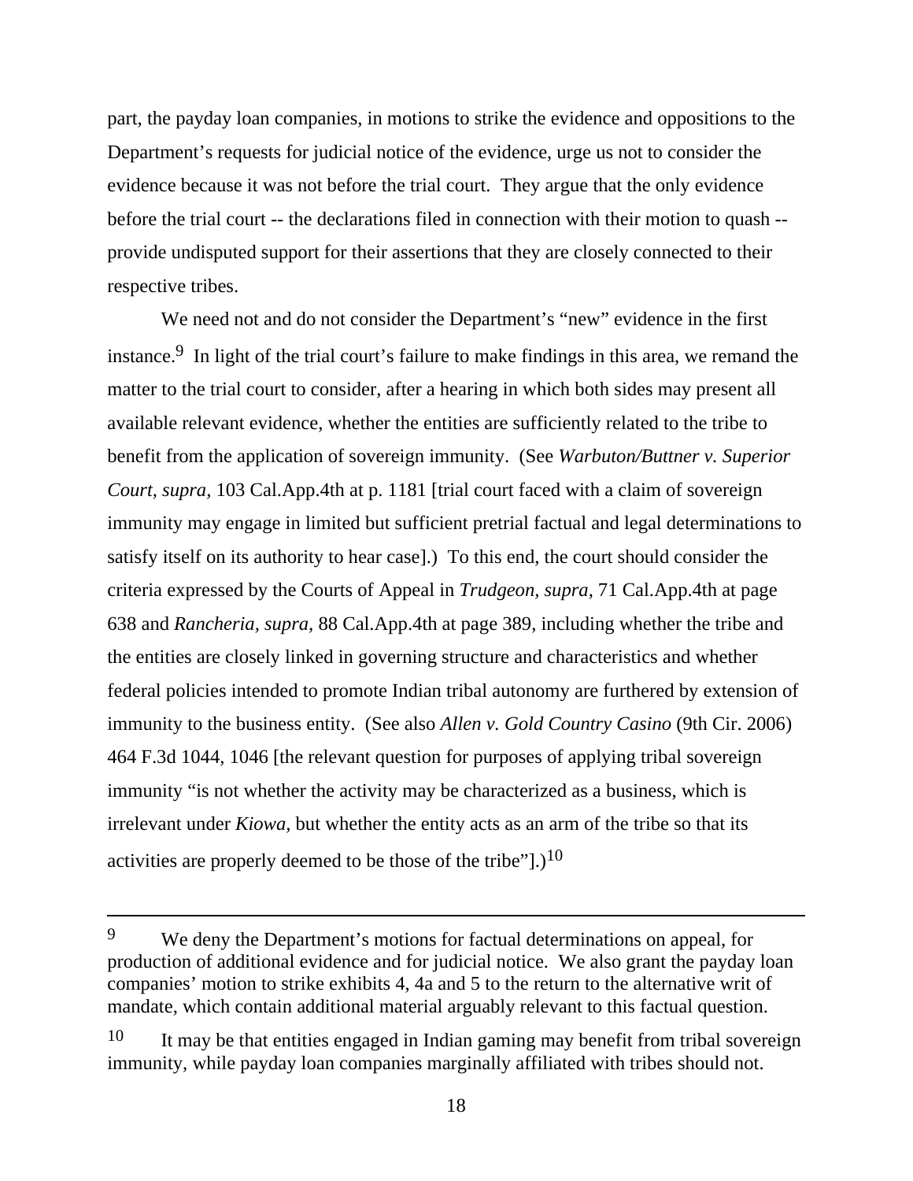part, the payday loan companies, in motions to strike the evidence and oppositions to the Department's requests for judicial notice of the evidence, urge us not to consider the evidence because it was not before the trial court. They argue that the only evidence before the trial court -- the declarations filed in connection with their motion to quash -- provide undisputed support for their assertions that they are closely connected to their respective tribes.

We need not and do not consider the Department's "new" evidence in the first instance.[9] In light of the trial court's failure to make findings in this area, we remand the matter to the trial court to consider, after a hearing in which both sides may present all available relevant evidence, whether the entities are sufficiently related to the tribe to benefit from the application of sovereign immunity. (See *Warbuton/Buttner v. Superior Court, supra,* 103 Cal.App.4th at p. 1181 [trial court faced with a claim of sovereign immunity may engage in limited but sufficient pretrial factual and legal determinations to satisfy itself on its authority to hear case].) To this end, the court should consider the criteria expressed by the Courts of Appeal in *Trudgeon, supra,* 71 Cal.App.4th at page 638 and *Rancheria, supra,* 88 Cal.App.4th at page 389, including whether the tribe and the entities are closely linked in governing structure and characteristics and whether federal policies intended to promote Indian tribal autonomy are furthered by extension of immunity to the business entity. (See also *Allen v. Gold Country Casino* (9th Cir. 2006) 464 F.3d 1044, 1046 [the relevant question for purposes of applying tribal sovereign immunity "is not whether the activity may be characterized as a business, which is irrelevant under *Kiowa,* but whether the entity acts as an arm of the tribe so that its activities are properly deemed to be those of the tribe"].)[10]

---

[9] We deny the Department's motions for factual determinations on appeal, for production of additional evidence and for judicial notice. We also grant the payday loan companies' motion to strike exhibits 4, 4a and 5 to the return to the alternative writ of mandate, which contain additional material arguably relevant to this factual question.

[10] It may be that entities engaged in Indian gaming may benefit from tribal sovereign immunity, while payday loan companies marginally affiliated with tribes should not.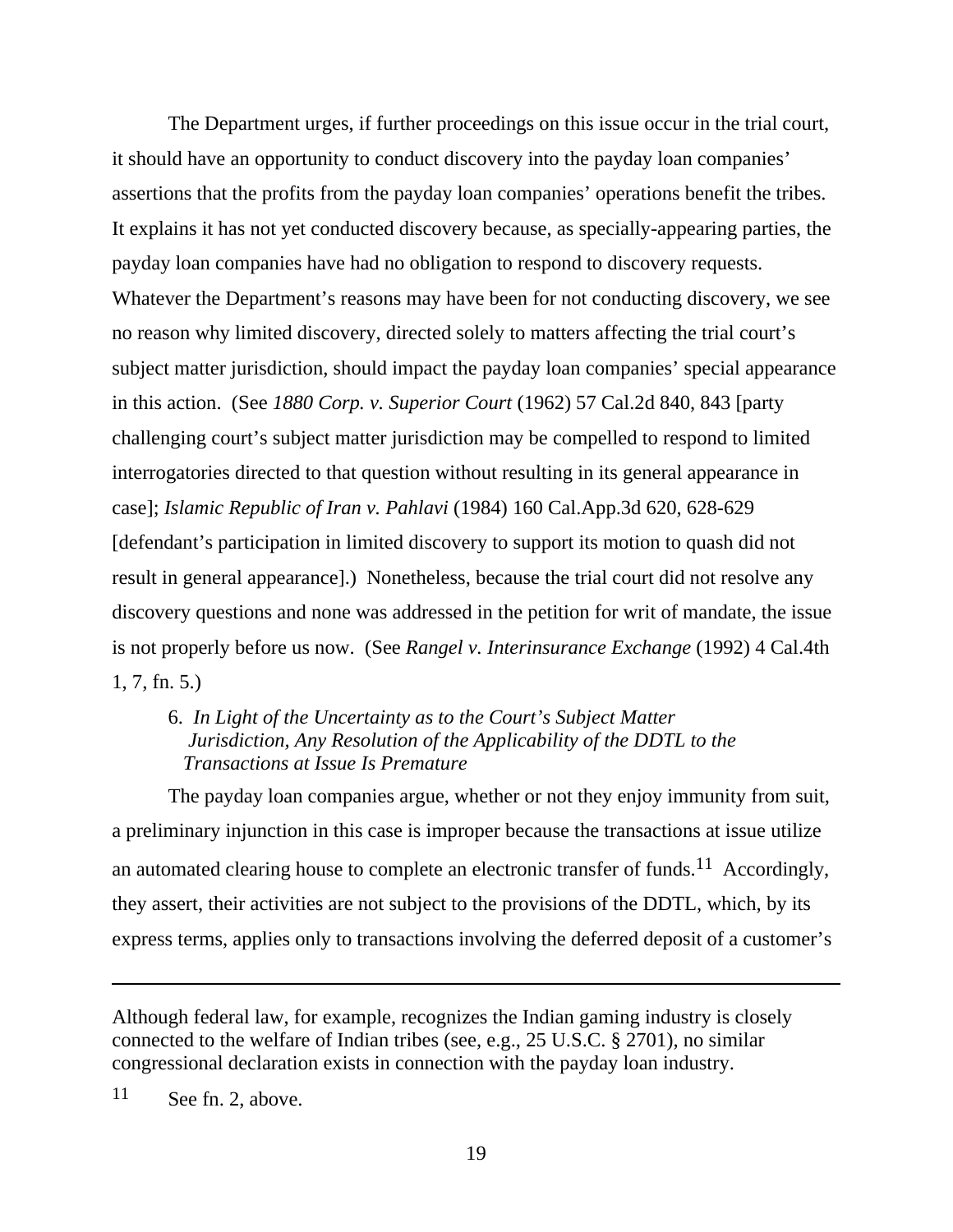The Department urges, if further proceedings on this issue occur in the trial court, it should have an opportunity to conduct discovery into the payday loan companies' assertions that the profits from the payday loan companies' operations benefit the tribes. It explains it has not yet conducted discovery because, as specially-appearing parties, the payday loan companies have had no obligation to respond to discovery requests. Whatever the Department's reasons may have been for not conducting discovery, we see no reason why limited discovery, directed solely to matters affecting the trial court's subject matter jurisdiction, should impact the payday loan companies' special appearance in this action. (See *1880 Corp. v. Superior Court* (1962) 57 Cal.2d 840, 843 [party challenging court's subject matter jurisdiction may be compelled to respond to limited interrogatories directed to that question without resulting in its general appearance in case]; *Islamic Republic of Iran v. Pahlavi* (1984) 160 Cal.App.3d 620, 628-629 [defendant's participation in limited discovery to support its motion to quash did not result in general appearance].) Nonetheless, because the trial court did not resolve any discovery questions and none was addressed in the petition for writ of mandate, the issue is not properly before us now. (See *Rangel v. Interinsurance Exchange* (1992) 4 Cal.4th 1, 7, fn. 5.)

6. *In Light of the Uncertainty as to the Court's Subject Matter Jurisdiction, Any Resolution of the Applicability of the DDTL to the Transactions at Issue Is Premature*

The payday loan companies argue, whether or not they enjoy immunity from suit, a preliminary injunction in this case is improper because the transactions at issue utilize an automated clearing house to complete an electronic transfer of funds.[11] Accordingly, they assert, their activities are not subject to the provisions of the DDTL, which, by its express terms, applies only to transactions involving the deferred deposit of a customer's

---

Although federal law, for example, recognizes the Indian gaming industry is closely connected to the welfare of Indian tribes (see, e.g., 25 U.S.C. § 2701), no similar congressional declaration exists in connection with the payday loan industry.

[11] See fn. 2, above.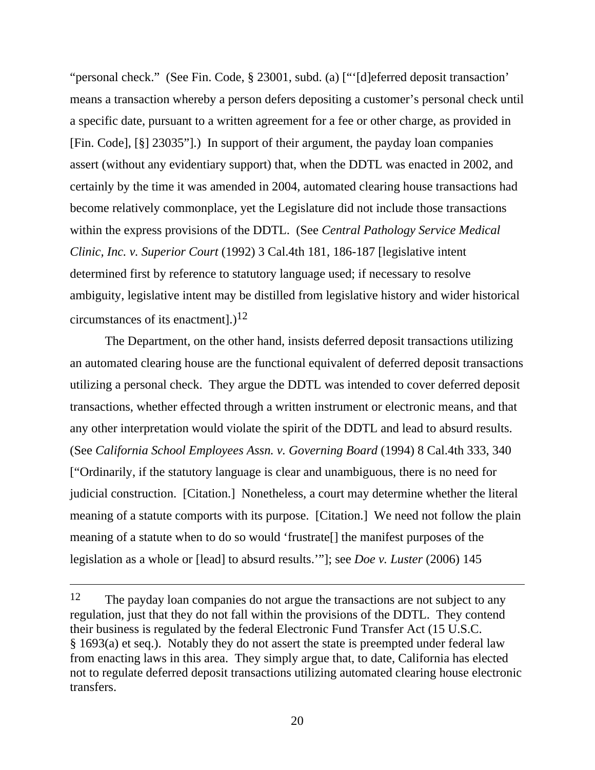"personal check." (See Fin. Code, § 23001, subd. (a) ["'[d]eferred deposit transaction' means a transaction whereby a person defers depositing a customer's personal check until a specific date, pursuant to a written agreement for a fee or other charge, as provided in [Fin. Code], [§] 23035"].) In support of their argument, the payday loan companies assert (without any evidentiary support) that, when the DDTL was enacted in 2002, and certainly by the time it was amended in 2004, automated clearing house transactions had become relatively commonplace, yet the Legislature did not include those transactions within the express provisions of the DDTL. (See *Central Pathology Service Medical Clinic, Inc. v. Superior Court* (1992) 3 Cal.4th 181, 186-187 [legislative intent determined first by reference to statutory language used; if necessary to resolve ambiguity, legislative intent may be distilled from legislative history and wider historical circumstances of its enactment].)[12]

The Department, on the other hand, insists deferred deposit transactions utilizing an automated clearing house are the functional equivalent of deferred deposit transactions utilizing a personal check. They argue the DDTL was intended to cover deferred deposit transactions, whether effected through a written instrument or electronic means, and that any other interpretation would violate the spirit of the DDTL and lead to absurd results. (See *California School Employees Assn. v. Governing Board* (1994) 8 Cal.4th 333, 340 ["Ordinarily, if the statutory language is clear and unambiguous, there is no need for judicial construction. [Citation.] Nonetheless, a court may determine whether the literal meaning of a statute comports with its purpose. [Citation.] We need not follow the plain meaning of a statute when to do so would 'frustrate[] the manifest purposes of the legislation as a whole or [lead] to absurd results.'"]; see *Doe v. Luster* (2006) 145

---

[12] The payday loan companies do not argue the transactions are not subject to any regulation, just that they do not fall within the provisions of the DDTL. They contend their business is regulated by the federal Electronic Fund Transfer Act (15 U.S.C. § 1693(a) et seq.). Notably they do not assert the state is preempted under federal law from enacting laws in this area. They simply argue that, to date, California has elected not to regulate deferred deposit transactions utilizing automated clearing house electronic transfers.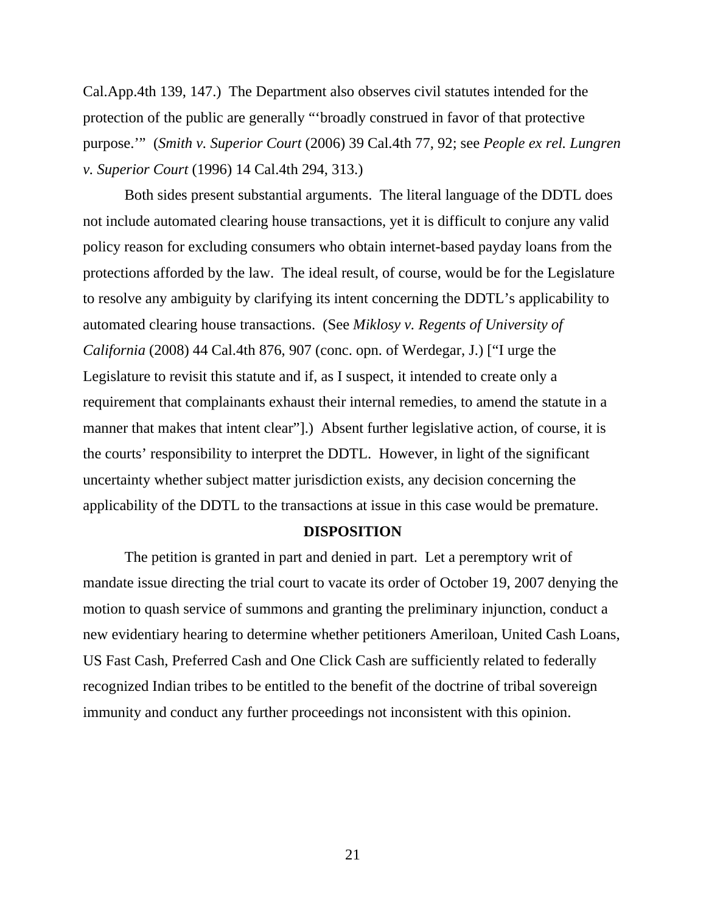Cal.App.4th 139, 147.) The Department also observes civil statutes intended for the protection of the public are generally "'broadly construed in favor of that protective purpose.'" (*Smith v. Superior Court* (2006) 39 Cal.4th 77, 92; see *People ex rel. Lungren v. Superior Court* (1996) 14 Cal.4th 294, 313.)

Both sides present substantial arguments. The literal language of the DDTL does not include automated clearing house transactions, yet it is difficult to conjure any valid policy reason for excluding consumers who obtain internet-based payday loans from the protections afforded by the law. The ideal result, of course, would be for the Legislature to resolve any ambiguity by clarifying its intent concerning the DDTL's applicability to automated clearing house transactions. (See *Miklosy v. Regents of University of California* (2008) 44 Cal.4th 876, 907 (conc. opn. of Werdegar, J.) ["I urge the Legislature to revisit this statute and if, as I suspect, it intended to create only a requirement that complainants exhaust their internal remedies, to amend the statute in a manner that makes that intent clear"].) Absent further legislative action, of course, it is the courts' responsibility to interpret the DDTL. However, in light of the significant uncertainty whether subject matter jurisdiction exists, any decision concerning the applicability of the DDTL to the transactions at issue in this case would be premature.

## DISPOSITION

The petition is granted in part and denied in part. Let a peremptory writ of mandate issue directing the trial court to vacate its order of October 19, 2007 denying the motion to quash service of summons and granting the preliminary injunction, conduct a new evidentiary hearing to determine whether petitioners Ameriloan, United Cash Loans, US Fast Cash, Preferred Cash and One Click Cash are sufficiently related to federally recognized Indian tribes to be entitled to the benefit of the doctrine of tribal sovereign immunity and conduct any further proceedings not inconsistent with this opinion.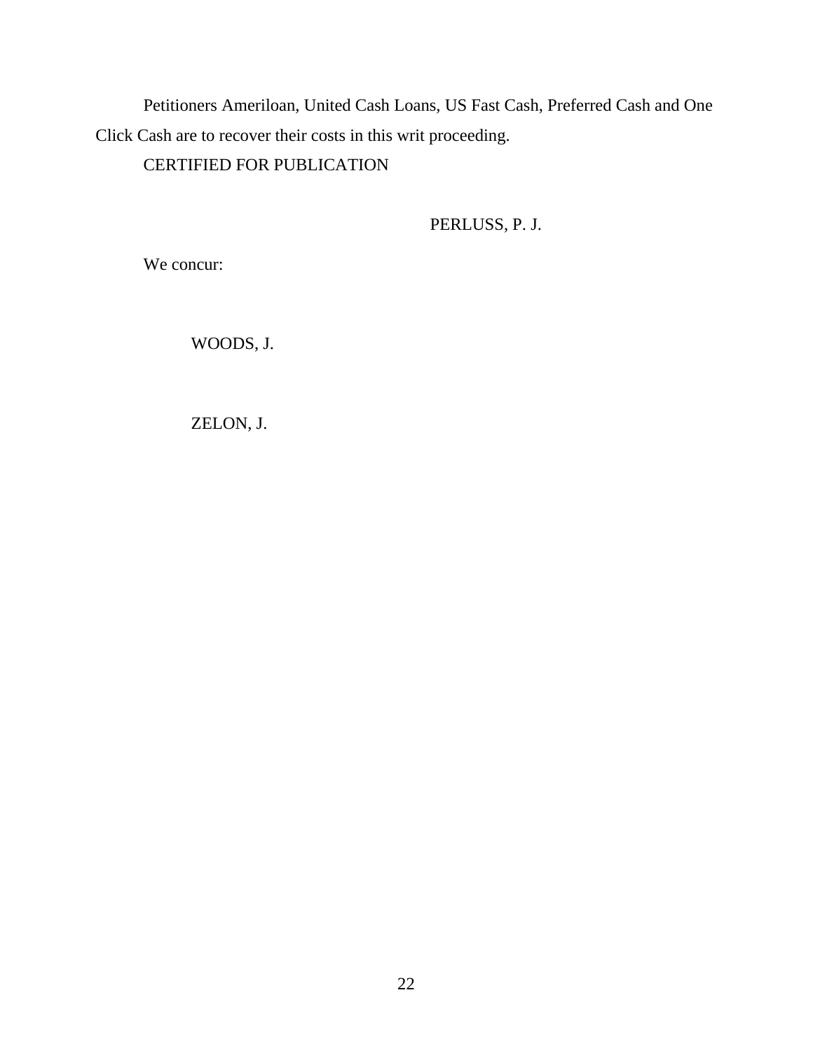Petitioners Ameriloan, United Cash Loans, US Fast Cash, Preferred Cash and One Click Cash are to recover their costs in this writ proceeding.

CERTIFIED FOR PUBLICATION

PERLUSS, P. J.

We concur:

WOODS, J.

ZELON, J.